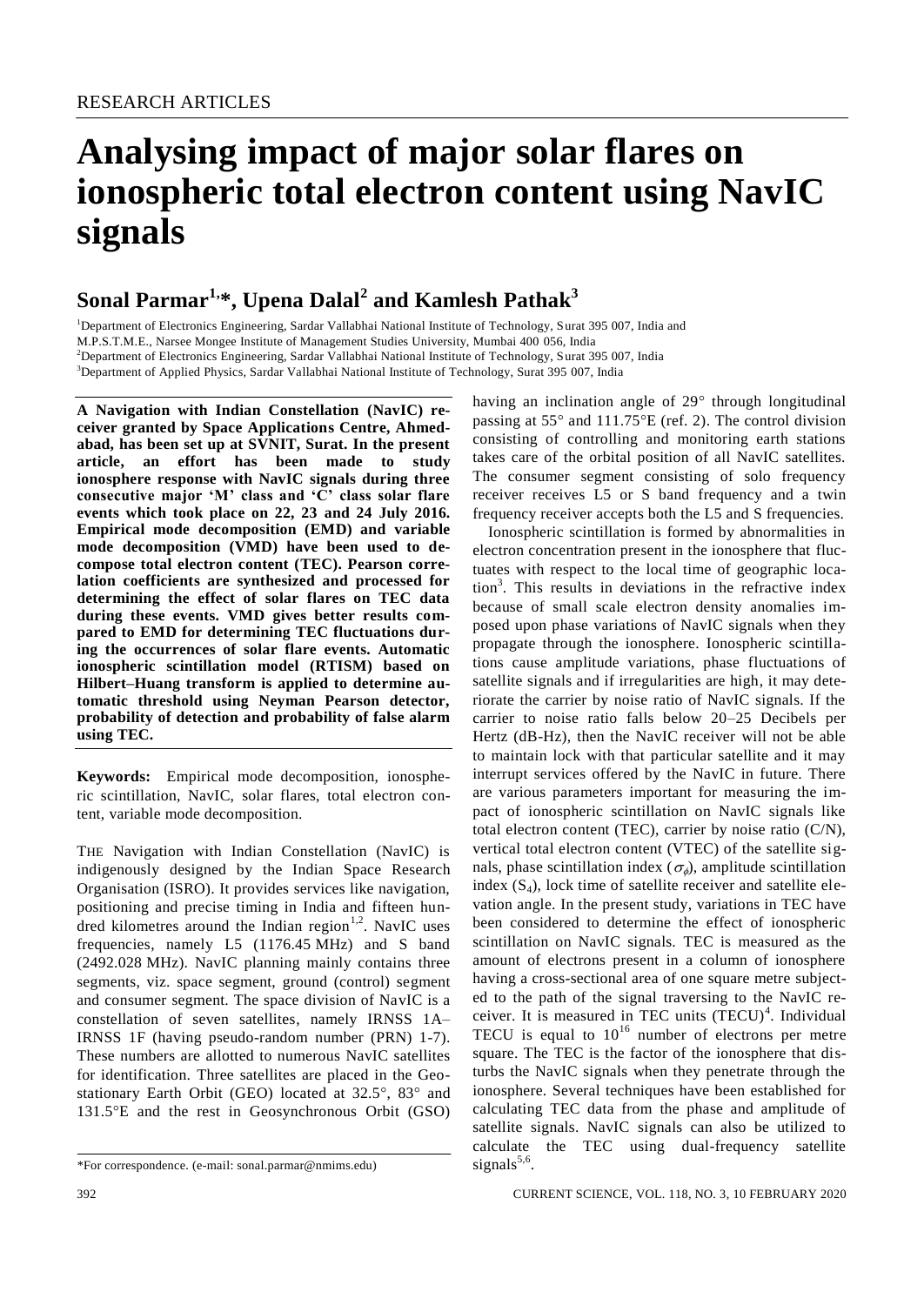# Analysing impact of major solar flares on ionospheric total electron content using NavIC signals

## Sonal Parmar[1,*], Upena Dalal[2] and Kamlesh Pathak[3]

[1]Department of Electronics Engineering, Sardar Vallabhai National Institute of Technology, Surat 395 007, India and M.P.S.T.M.E., Narsee Mongee Institute of Management Studies University, Mumbai 400 056, India
[2]Department of Electronics Engineering, Sardar Vallabhai National Institute of Technology, Surat 395 007, India
[3]Department of Applied Physics, Sardar Vallabhai National Institute of Technology, Surat 395 007, India

**A Navigation with Indian Constellation (NavIC) receiver granted by Space Applications Centre, Ahmedabad, has been set up at SVNIT, Surat. In the present article, an effort has been made to study ionosphere response with NavIC signals during three consecutive major 'M' class and 'C' class solar flare events which took place on 22, 23 and 24 July 2016. Empirical mode decomposition (EMD) and variable mode decomposition (VMD) have been used to decompose total electron content (TEC). Pearson correlation coefficients are synthesized and processed for determining the effect of solar flares on TEC data during these events. VMD gives better results compared to EMD for determining TEC fluctuations during the occurrences of solar flare events. Automatic ionospheric scintillation model (RTISM) based on Hilbert–Huang transform is applied to determine automatic threshold using Neyman Pearson detector, probability of detection and probability of false alarm using TEC.**

**Keywords:** Empirical mode decomposition, ionospheric scintillation, NavIC, solar flares, total electron content, variable mode decomposition.

THE Navigation with Indian Constellation (NavIC) is indigenously designed by the Indian Space Research Organisation (ISRO). It provides services like navigation, positioning and precise timing in India and fifteen hundred kilometres around the Indian region[1,2]. NavIC uses frequencies, namely L5 (1176.45 MHz) and S band (2492.028 MHz). NavIC planning mainly contains three segments, viz. space segment, ground (control) segment and consumer segment. The space division of NavIC is a constellation of seven satellites, namely IRNSS 1A–IRNSS 1F (having pseudo-random number (PRN) 1-7). These numbers are allotted to numerous NavIC satellites for identification. Three satellites are placed in the Geostationary Earth Orbit (GEO) located at 32.5°, 83° and 131.5°E and the rest in Geosynchronous Orbit (GSO) having an inclination angle of 29° through longitudinal passing at 55° and 111.75°E (ref. 2). The control division consisting of controlling and monitoring earth stations takes care of the orbital position of all NavIC satellites. The consumer segment consisting of solo frequency receiver receives L5 or S band frequency and a twin frequency receiver accepts both the L5 and S frequencies.

Ionospheric scintillation is formed by abnormalities in electron concentration present in the ionosphere that fluctuates with respect to the local time of geographic location[3]. This results in deviations in the refractive index because of small scale electron density anomalies imposed upon phase variations of NavIC signals when they propagate through the ionosphere. Ionospheric scintillations cause amplitude variations, phase fluctuations of satellite signals and if irregularities are high, it may deteriorate the carrier by noise ratio of NavIC signals. If the carrier to noise ratio falls below 20–25 Decibels per Hertz (dB-Hz), then the NavIC receiver will not be able to maintain lock with that particular satellite and it may interrupt services offered by the NavIC in future. There are various parameters important for measuring the impact of ionospheric scintillation on NavIC signals like total electron content (TEC), carrier by noise ratio (C/N), vertical total electron content (VTEC) of the satellite signals, phase scintillation index ($\sigma_\phi$), amplitude scintillation index ($S_4$), lock time of satellite receiver and satellite elevation angle. In the present study, variations in TEC have been considered to determine the effect of ionospheric scintillation on NavIC signals. TEC is measured as the amount of electrons present in a column of ionosphere having a cross-sectional area of one square metre subjected to the path of the signal traversing to the NavIC receiver. It is measured in TEC units (TECU)[4]. Individual TECU is equal to $10^{16}$ number of electrons per metre square. The TEC is the factor of the ionosphere that disturbs the NavIC signals when they penetrate through the ionosphere. Several techniques have been established for calculating TEC data from the phase and amplitude of satellite signals. NavIC signals can also be utilized to calculate the TEC using dual-frequency satellite signals[5,6].

*For correspondence. (e-mail: sonal.parmar@nmims.edu)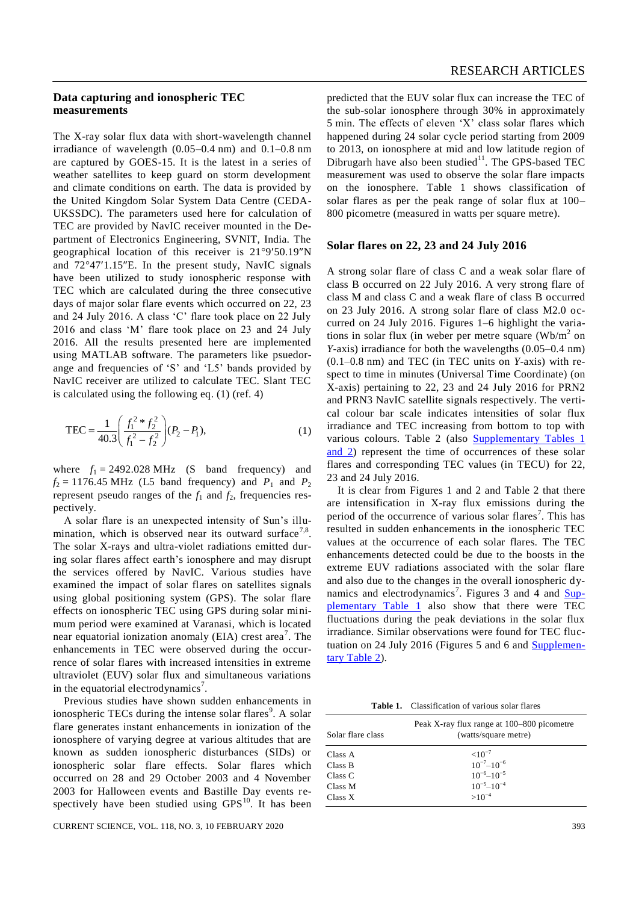## Data capturing and ionospheric TEC measurements

The X-ray solar flux data with short-wavelength channel irradiance of wavelength (0.05–0.4 nm) and 0.1–0.8 nm are captured by GOES-15. It is the latest in a series of weather satellites to keep guard on storm development and climate conditions on earth. The data is provided by the United Kingdom Solar System Data Centre (CEDA-UKSSDC). The parameters used here for calculation of TEC are provided by NavIC receiver mounted in the Department of Electronics Engineering, SVNIT, India. The geographical location of this receiver is 21°9′50.19″N and 72°47′1.15″E. In the present study, NavIC signals have been utilized to study ionospheric response with TEC which are calculated during the three consecutive days of major solar flare events which occurred on 22, 23 and 24 July 2016. A class 'C' flare took place on 22 July 2016 and class 'M' flare took place on 23 and 24 July 2016. All the results presented here are implemented using MATLAB software. The parameters like psuedorange and frequencies of 'S' and 'L5' bands provided by NavIC receiver are utilized to calculate TEC. Slant TEC is calculated using the following eq. (1) (ref. 4)

$$\mathrm{TEC} = \frac{1}{40.3}\left(\frac{f_1^2 * f_2^2}{f_1^2 - f_2^2}\right)(P_2 - P_1), \tag{1}$$

where $f_1 = 2492.028$ MHz (S band frequency) and $f_2 = 1176.45$ MHz (L5 band frequency) and $P_1$ and $P_2$ represent pseudo ranges of the $f_1$ and $f_2$, frequencies respectively.

A solar flare is an unexpected intensity of Sun's illumination, which is observed near its outward surface[7,8]. The solar X-rays and ultra-violet radiations emitted during solar flares affect earth's ionosphere and may disrupt the services offered by NavIC. Various studies have examined the impact of solar flares on satellites signals using global positioning system (GPS). The solar flare effects on ionospheric TEC using GPS during solar minimum period were examined at Varanasi, which is located near equatorial ionization anomaly (EIA) crest area[7]. The enhancements in TEC were observed during the occurrence of solar flares with increased intensities in extreme ultraviolet (EUV) solar flux and simultaneous variations in the equatorial electrodynamics[7].

Previous studies have shown sudden enhancements in ionospheric TECs during the intense solar flares[9]. A solar flare generates instant enhancements in ionization of the ionosphere of varying degree at various altitudes that are known as sudden ionospheric disturbances (SIDs) or ionospheric solar flare effects. Solar flares which occurred on 28 and 29 October 2003 and 4 November 2003 for Halloween events and Bastille Day events respectively have been studied using GPS[10]. It has been predicted that the EUV solar flux can increase the TEC of the sub-solar ionosphere through 30% in approximately 5 min. The effects of eleven 'X' class solar flares which happened during 24 solar cycle period starting from 2009 to 2013, on ionosphere at mid and low latitude region of Dibrugarh have also been studied[11]. The GPS-based TEC measurement was used to observe the solar flare impacts on the ionosphere. Table 1 shows classification of solar flares as per the peak range of solar flux at 100–800 picometre (measured in watts per square metre).

## Solar flares on 22, 23 and 24 July 2016

A strong solar flare of class C and a weak solar flare of class B occurred on 22 July 2016. A very strong flare of class M and class C and a weak flare of class B occurred on 23 July 2016. A strong solar flare of class M2.0 occurred on 24 July 2016. Figures 1–6 highlight the variations in solar flux (in weber per metre square (Wb/m$^2$ on *Y*-axis) irradiance for both the wavelengths (0.05–0.4 nm) (0.1–0.8 nm) and TEC (in TEC units on *Y*-axis) with respect to time in minutes (Universal Time Coordinate) (on X-axis) pertaining to 22, 23 and 24 July 2016 for PRN2 and PRN3 NavIC satellite signals respectively. The vertical colour bar scale indicates intensities of solar flux irradiance and TEC increasing from bottom to top with various colours. Table 2 (also Supplementary Tables 1 and 2) represent the time of occurrences of these solar flares and corresponding TEC values (in TECU) for 22, 23 and 24 July 2016.

It is clear from Figures 1 and 2 and Table 2 that there are intensification in X-ray flux emissions during the period of the occurrence of various solar flares[7]. This has resulted in sudden enhancements in the ionospheric TEC values at the occurrence of each solar flares. The TEC enhancements detected could be due to the boosts in the extreme EUV radiations associated with the solar flare and also due to the changes in the overall ionospheric dynamics and electrodynamics[7]. Figures 3 and 4 and Supplementary Table 1 also show that there were TEC fluctuations during the peak deviations in the solar flux irradiance. Similar observations were found for TEC fluctuation on 24 July 2016 (Figures 5 and 6 and Supplementary Table 2).

**Table 1.** Classification of various solar flares

| Solar flare class | Peak X-ray flux range at 100–800 picometre (watts/square metre) |
|---|---|
| Class A | $<10^{-7}$ |
| Class B | $10^{-7}$–$10^{-6}$ |
| Class C | $10^{-6}$–$10^{-5}$ |
| Class M | $10^{-5}$–$10^{-4}$ |
| Class X | $>10^{-4}$ |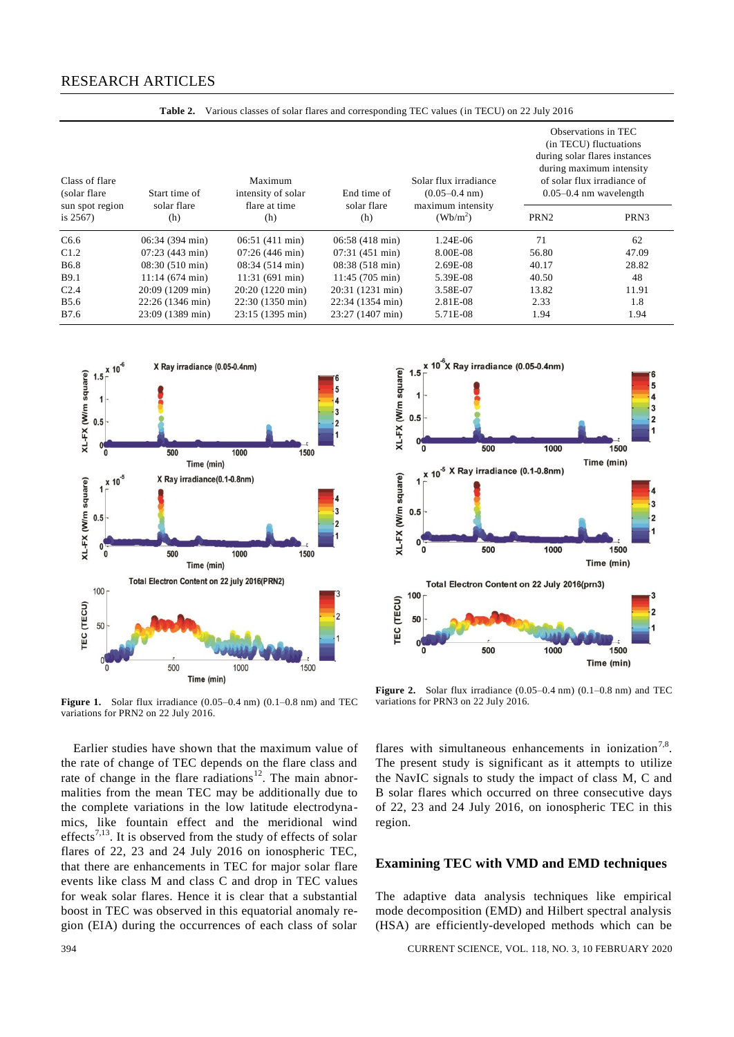**Table 2.** Various classes of solar flares and corresponding TEC values (in TECU) on 22 July 2016

| Class of flare (solar flare sun spot region is 2567) | Start time of solar flare (h) | Maximum intensity of solar flare at time (h) | End time of solar flare (h) | Solar flux irradiance (0.05–0.4 nm) maximum intensity (Wb/m$^2$) | Observations in TEC (in TECU) fluctuations during solar flares instances during maximum intensity of solar flux irradiance of 0.05–0.4 nm wavelength | |
|---|---|---|---|---|---|---|
| | | | | | PRN2 | PRN3 |
| C6.6 | 06:34 (394 min) | 06:51 (411 min) | 06:58 (418 min) | 1.24E-06 | 71 | 62 |
| C1.2 | 07:23 (443 min) | 07:26 (446 min) | 07:31 (451 min) | 8.00E-08 | 56.80 | 47.09 |
| B6.8 | 08:30 (510 min) | 08:34 (514 min) | 08:38 (518 min) | 2.69E-08 | 40.17 | 28.82 |
| B9.1 | 11:14 (674 min) | 11:31 (691 min) | 11:45 (705 min) | 5.39E-08 | 40.50 | 48 |
| C2.4 | 20:09 (1209 min) | 20:20 (1220 min) | 20:31 (1231 min) | 3.58E-07 | 13.82 | 11.91 |
| B5.6 | 22:26 (1346 min) | 22:30 (1350 min) | 22:34 (1354 min) | 2.81E-08 | 2.33 | 1.8 |
| B7.6 | 23:09 (1389 min) | 23:15 (1395 min) | 23:27 (1407 min) | 5.71E-08 | 1.94 | 1.94 |

**Figure 1.** Solar flux irradiance (0.05–0.4 nm) (0.1–0.8 nm) and TEC variations for PRN2 on 22 July 2016.

**Figure 2.** Solar flux irradiance (0.05–0.4 nm) (0.1–0.8 nm) and TEC variations for PRN3 on 22 July 2016.

Earlier studies have shown that the maximum value of the rate of change of TEC depends on the flare class and rate of change in the flare radiations[12]. The main abnormalities from the mean TEC may be additionally due to the complete variations in the low latitude electrodynamics, like fountain effect and the meridional wind effects[7,13]. It is observed from the study of effects of solar flares of 22, 23 and 24 July 2016 on ionospheric TEC, that there are enhancements in TEC for major solar flare events like class M and class C and drop in TEC values for weak solar flares. Hence it is clear that a substantial boost in TEC was observed in this equatorial anomaly region (EIA) during the occurrences of each class of solar flares with simultaneous enhancements in ionization[7,8]. The present study is significant as it attempts to utilize the NavIC signals to study the impact of class M, C and B solar flares which occurred on three consecutive days of 22, 23 and 24 July 2016, on ionospheric TEC in this region.

## Examining TEC with VMD and EMD techniques

The adaptive data analysis techniques like empirical mode decomposition (EMD) and Hilbert spectral analysis (HSA) are efficiently-developed methods which can be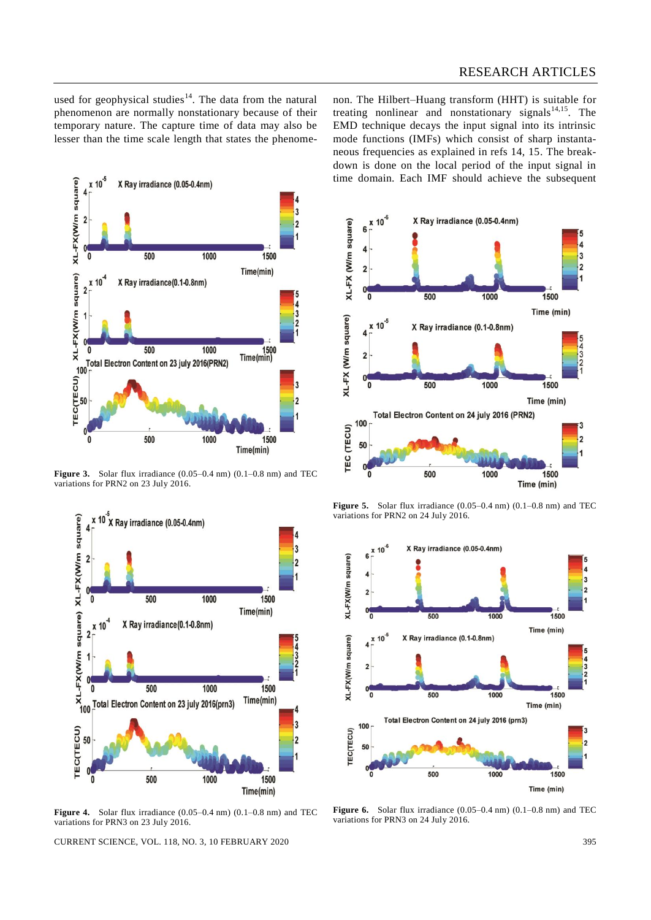used for geophysical studies[14]. The data from the natural phenomenon are normally nonstationary because of their temporary nature. The capture time of data may also be lesser than the time scale length that states the phenomenon. The Hilbert–Huang transform (HHT) is suitable for treating nonlinear and nonstationary signals[14,15]. The EMD technique decays the input signal into its intrinsic mode functions (IMFs) which consist of sharp instantaneous frequencies as explained in refs 14, 15. The breakdown is done on the local period of the input signal in time domain. Each IMF should achieve the subsequent

**Figure 3.** Solar flux irradiance (0.05–0.4 nm) (0.1–0.8 nm) and TEC variations for PRN2 on 23 July 2016.

**Figure 4.** Solar flux irradiance (0.05–0.4 nm) (0.1–0.8 nm) and TEC variations for PRN3 on 23 July 2016.

**Figure 5.** Solar flux irradiance (0.05–0.4 nm) (0.1–0.8 nm) and TEC variations for PRN2 on 24 July 2016.

**Figure 6.** Solar flux irradiance (0.05–0.4 nm) (0.1–0.8 nm) and TEC variations for PRN3 on 24 July 2016.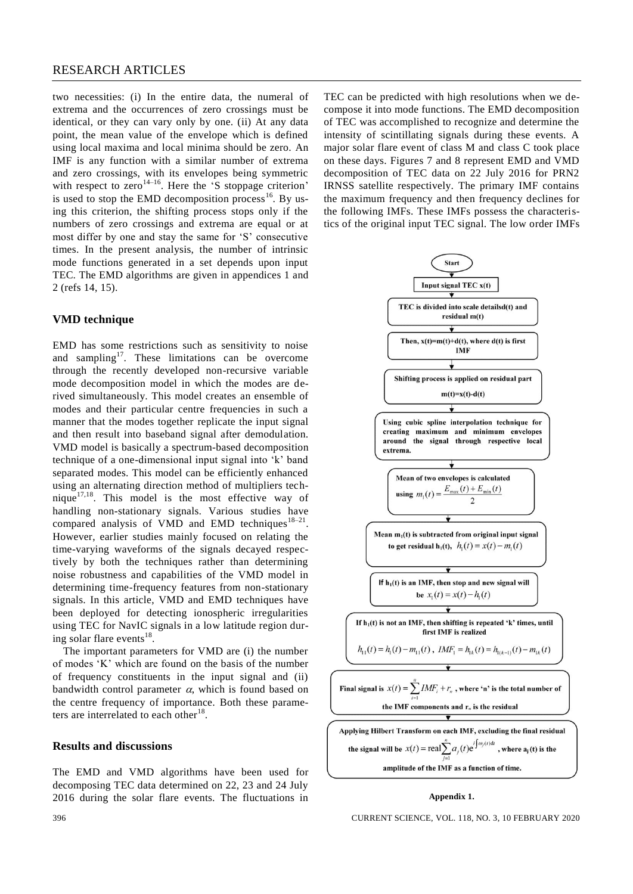two necessities: (i) In the entire data, the numeral of extrema and the occurrences of zero crossings must be identical, or they can vary only by one. (ii) At any data point, the mean value of the envelope which is defined using local maxima and local minima should be zero. An IMF is any function with a similar number of extrema and zero crossings, with its envelopes being symmetric with respect to zero[14–16]. Here the 'S stoppage criterion' is used to stop the EMD decomposition process[16]. By using this criterion, the shifting process stops only if the numbers of zero crossings and extrema are equal or at most differ by one and stay the same for 'S' consecutive times. In the present analysis, the number of intrinsic mode functions generated in a set depends upon input TEC. The EMD algorithms are given in appendices 1 and 2 (refs 14, 15).

## VMD technique

EMD has some restrictions such as sensitivity to noise and sampling[17]. These limitations can be overcome through the recently developed non-recursive variable mode decomposition model in which the modes are derived simultaneously. This model creates an ensemble of modes and their particular centre frequencies in such a manner that the modes together replicate the input signal and then result into baseband signal after demodulation. VMD model is basically a spectrum-based decomposition technique of a one-dimensional input signal into 'k' band separated modes. This model can be efficiently enhanced using an alternating direction method of multipliers technique[17,18]. This model is the most effective way of handling non-stationary signals. Various studies have compared analysis of VMD and EMD techniques[18–21]. However, earlier studies mainly focused on relating the time-varying waveforms of the signals decayed respectively by both the techniques rather than determining noise robustness and capabilities of the VMD model in determining time-frequency features from non-stationary signals. In this article, VMD and EMD techniques have been deployed for detecting ionospheric irregularities using TEC for NavIC signals in a low latitude region during solar flare events[18].

The important parameters for VMD are (i) the number of modes 'K' which are found on the basis of the number of frequency constituents in the input signal and (ii) bandwidth control parameter $\alpha$, which is found based on the centre frequency of importance. Both these parameters are interrelated to each other[18].

## Results and discussions

The EMD and VMD algorithms have been used for decomposing TEC data determined on 22, 23 and 24 July 2016 during the solar flare events. The fluctuations in TEC can be predicted with high resolutions when we decompose it into mode functions. The EMD decomposition of TEC was accomplished to recognize and determine the intensity of scintillating signals during these events. A major solar flare event of class M and class C took place on these days. Figures 7 and 8 represent EMD and VMD decomposition of TEC data on 22 July 2016 for PRN2 IRNSS satellite respectively. The primary IMF contains the maximum frequency and then frequency declines for the following IMFs. These IMFs possess the characteristics of the original input TEC signal. The low order IMFs

**Start**

**Input signal TEC x(t)**

**TEC is divided into scale detailsd(t) and residual m(t)**

**Then, x(t)=m(t)+d(t), where d(t) is first IMF**

**Shifting process is applied on residual part m(t)=x(t)-d(t)**

**Using cubic spline interpolation technique for creating maximum and minimum envelopes around the signal through respective local extrema.**

**Mean of two envelopes is calculated using** $m_1(t) = \dfrac{E_{\max}(t) + E_{\min}(t)}{2}$

**Mean $m_1(t)$ is subtracted from original input signal to get residual $h_1(t)$,** $h_1(t) = x(t) - m_1(t)$

**If $h_1(t)$ is an IMF, then stop and new signal will be** $x_1(t) = x(t) - h_1(t)$

**If $h_1(t)$ is not an IMF, then shifting is repeated 'k' times, until first IMF is realized**

$h_{11}(t) = h_1(t) - m_{11}(t)$, $IMF_1 = h_{1k}(t) = h_{1(k-1)}(t) - m_{1k}(t)$

**Final signal is** $x(t) = \sum_{i=1}^{n} IMF_i + r_n$, **where 'n' is the total number of the IMF components and $r_n$ is the residual**

**Applying Hilbert Transform on each IMF, excluding the final residual the signal will be** $x(t) = \text{real}\sum_{j=1}^{n} a_j(t) e^{i\int \omega_j(t)dt}$, **where $a_j(t)$ is the amplitude of the IMF as a function of time.**

**Appendix 1.**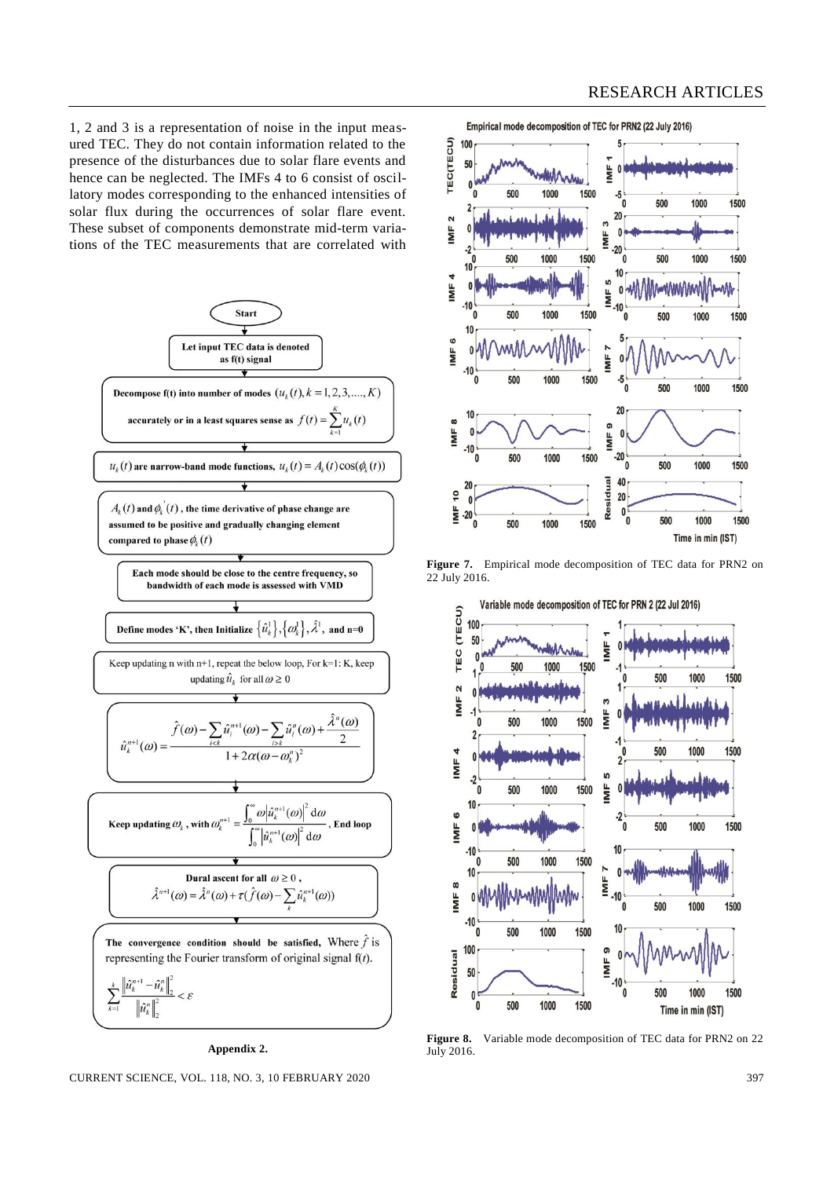1, 2 and 3 is a representation of noise in the input measured TEC. They do not contain information related to the presence of the disturbances due to solar flare events and hence can be neglected. The IMFs 4 to 6 consist of oscillatory modes corresponding to the enhanced intensities of solar flux during the occurrences of solar flare event. These subset of components demonstrate mid-term variations of the TEC measurements that are correlated with

**Start**

Let input TEC data is denoted as f(t) signal

Decompose f(t) into number of modes $(u_k(t), k = 1,2,3,....,K)$ accurately or in a least squares sense as $f(t) = \sum_{k=1}^{K} u_k(t)$

$u_k(t)$ are narrow-band mode functions, $u_k(t) = A_k(t)\cos(\phi_k(t))$

$A_k(t)$ and $\phi_k'(t)$, the time derivative of phase change are assumed to be positive and gradually changing element compared to phase $\phi_k(t)$

Each mode should be close to the centre frequency, so bandwidth of each mode is assessed with VMD

Define modes 'K', then Initialize $\{\hat{u}_k^1\}, \{\omega_k^1\}, \hat{\lambda}^1$, and n=0

Keep updating n with n+1, repeat the below loop, For k=1: K, keep updating $\hat{u}_k$ for all $\omega \geq 0$

$$\hat{u}_k^{n+1}(\omega) = \frac{\hat{f}(\omega) - \sum_{i<k} \hat{u}_i^{n+1}(\omega) - \sum_{i>k} \hat{u}_i^{n}(\omega) + \frac{\hat{\lambda}^n(\omega)}{2}}{1 + 2\alpha(\omega - \omega_k^n)^2}$$

Keep updating $\omega_k$, with $\omega_k^{n+1} = \frac{\int_0^\infty \omega |\hat{u}_k^{n+1}(\omega)|^2 \, d\omega}{\int_0^\infty |\hat{u}_k^{n+1}(\omega)|^2 \, d\omega}$, End loop

Dural ascent for all $\omega \geq 0$,

$$\hat{\lambda}^{n+1}(\omega) = \hat{\lambda}^n(\omega) + \tau(\hat{f}(\omega) - \sum_k \hat{u}_k^{n+1}(\omega))$$

The convergence condition should be satisfied, Where $\hat{f}$ is representing the Fourier transform of original signal f(*t*).

$$\sum_{k=1}^{k} \frac{\|\hat{u}_k^{n+1} - \hat{u}_k^n\|_2^2}{\|\hat{u}_k^n\|_2^2} < \varepsilon$$

**Appendix 2.**

**Figure 7.** Empirical mode decomposition of TEC data for PRN2 on 22 July 2016.

**Figure 8.** Variable mode decomposition of TEC data for PRN2 on 22 July 2016.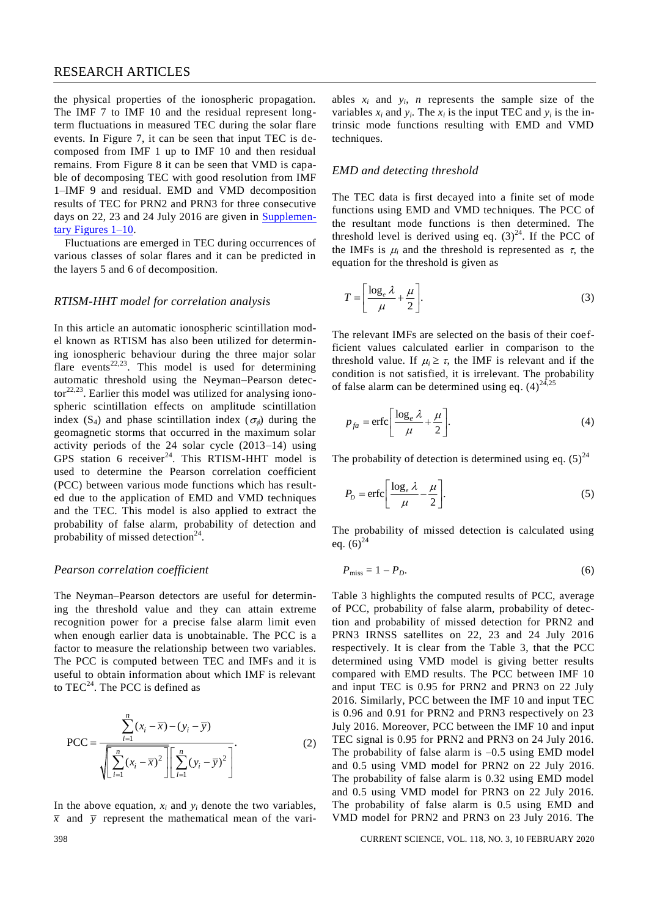the physical properties of the ionospheric propagation. The IMF 7 to IMF 10 and the residual represent long-term fluctuations in measured TEC during the solar flare events. In Figure 7, it can be seen that input TEC is decomposed from IMF 1 up to IMF 10 and then residual remains. From Figure 8 it can be seen that VMD is capable of decomposing TEC with good resolution from IMF 1–IMF 9 and residual. EMD and VMD decomposition results of TEC for PRN2 and PRN3 for three consecutive days on 22, 23 and 24 July 2016 are given in Supplementary Figures 1–10.

Fluctuations are emerged in TEC during occurrences of various classes of solar flares and it can be predicted in the layers 5 and 6 of decomposition.

### *RTISM-HHT model for correlation analysis*

In this article an automatic ionospheric scintillation model known as RTISM has also been utilized for determining ionospheric behaviour during the three major solar flare events[22,23]. This model is used for determining automatic threshold using the Neyman–Pearson detector[22,23]. Earlier this model was utilized for analysing ionospheric scintillation effects on amplitude scintillation index ($S_4$) and phase scintillation index ($\sigma_\phi$) during the geomagnetic storms that occurred in the maximum solar activity periods of the 24 solar cycle (2013–14) using GPS station 6 receiver[24]. This RTISM-HHT model is used to determine the Pearson correlation coefficient (PCC) between various mode functions which has resulted due to the application of EMD and VMD techniques and the TEC. This model is also applied to extract the probability of false alarm, probability of detection and probability of missed detection[24].

### *Pearson correlation coefficient*

The Neyman–Pearson detectors are useful for determining the threshold value and they can attain extreme recognition power for a precise false alarm limit even when enough earlier data is unobtainable. The PCC is a factor to measure the relationship between two variables. The PCC is computed between TEC and IMFs and it is useful to obtain information about which IMF is relevant to TEC[24]. The PCC is defined as

$$\text{PCC} = \frac{\sum_{i=1}^{n}(x_i - \overline{x}) - (y_i - \overline{y})}{\sqrt{\left[\sum_{i=1}^{n}(x_i - \overline{x})^2\right]\left[\sum_{i=1}^{n}(y_i - \overline{y})^2\right]}}. \qquad (2)$$

In the above equation, $x_i$ and $y_i$ denote the two variables, $\overline{x}$ and $\overline{y}$ represent the mathematical mean of the variables $x_i$ and $y_i$, $n$ represents the sample size of the variables $x_i$ and $y_i$. The $x_i$ is the input TEC and $y_i$ is the intrinsic mode functions resulting with EMD and VMD techniques.

### *EMD and detecting threshold*

The TEC data is first decayed into a finite set of mode functions using EMD and VMD techniques. The PCC of the resultant mode functions is then determined. The threshold level is derived using eq. (3)[24]. If the PCC of the IMFs is $\mu_i$ and the threshold is represented as $\tau$, the equation for the threshold is given as

$$T = \left[\frac{\log_e \lambda}{\mu} + \frac{\mu}{2}\right]. \qquad (3)$$

The relevant IMFs are selected on the basis of their coefficient values calculated earlier in comparison to the threshold value. If $\mu_i \geq \tau$, the IMF is relevant and if the condition is not satisfied, it is irrelevant. The probability of false alarm can be determined using eq. (4)[24,25]

$$p_{fa} = \text{erfc}\left[\frac{\log_e \lambda}{\mu} + \frac{\mu}{2}\right]. \qquad (4)$$

The probability of detection is determined using eq. (5)[24]

$$P_D = \text{erfc}\left[\frac{\log_e \lambda}{\mu} - \frac{\mu}{2}\right]. \qquad (5)$$

The probability of missed detection is calculated using eq. (6)[24]

$$P_{\text{miss}} = 1 - P_D. \qquad (6)$$

Table 3 highlights the computed results of PCC, average of PCC, probability of false alarm, probability of detection and probability of missed detection for PRN2 and PRN3 IRNSS satellites on 22, 23 and 24 July 2016 respectively. It is clear from the Table 3, that the PCC determined using VMD model is giving better results compared with EMD results. The PCC between IMF 10 and input TEC is 0.95 for PRN2 and PRN3 on 22 July 2016. Similarly, PCC between the IMF 10 and input TEC is 0.96 and 0.91 for PRN2 and PRN3 respectively on 23 July 2016. Moreover, PCC between the IMF 10 and input TEC signal is 0.95 for PRN2 and PRN3 on 24 July 2016. The probability of false alarm is –0.5 using EMD model and 0.5 using VMD model for PRN2 on 22 July 2016. The probability of false alarm is 0.32 using EMD model and 0.5 using VMD model for PRN3 on 22 July 2016. The probability of false alarm is 0.5 using EMD and VMD model for PRN2 and PRN3 on 23 July 2016. The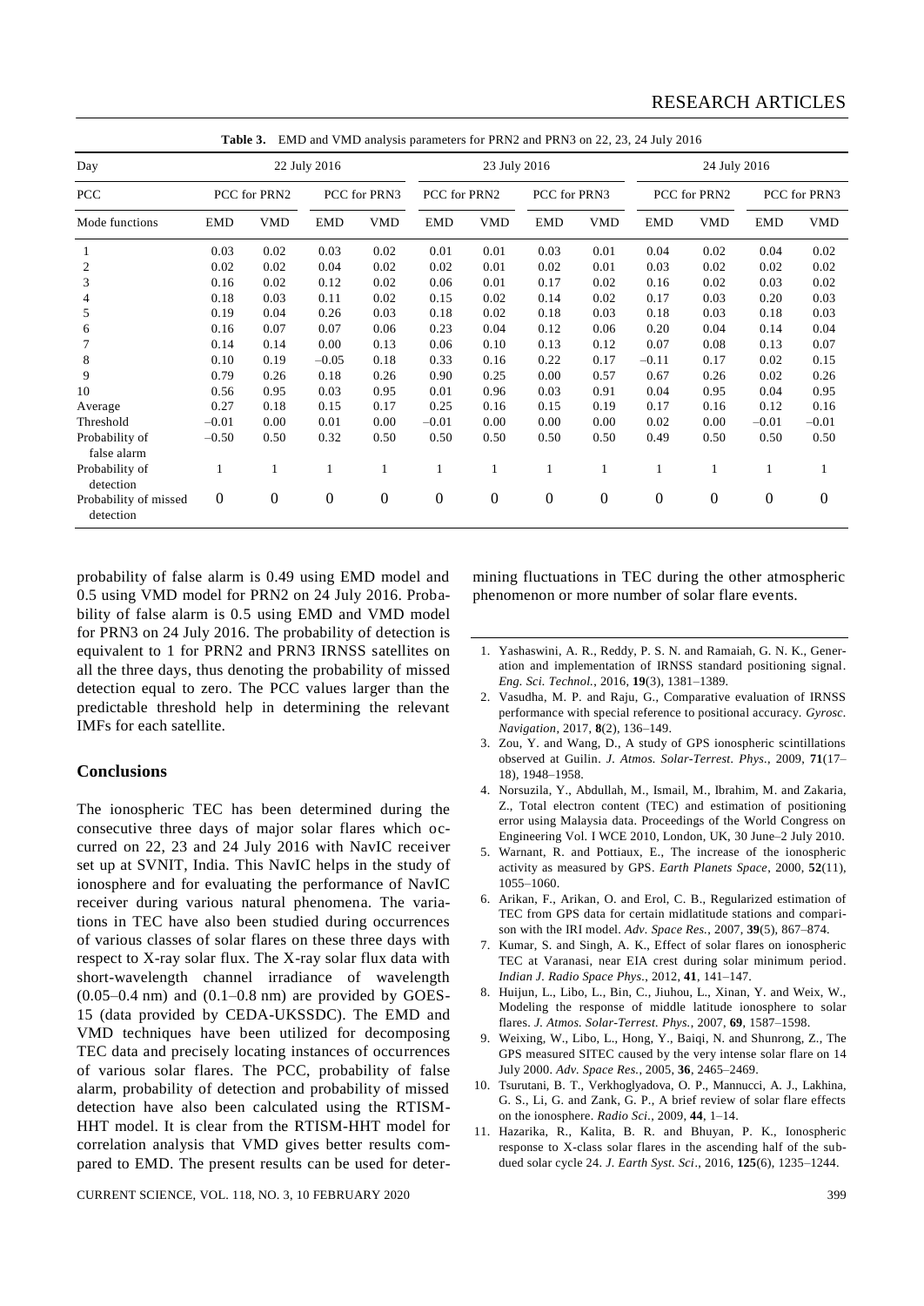**Table 3.** EMD and VMD analysis parameters for PRN2 and PRN3 on 22, 23, 24 July 2016

| Day | 22 July 2016 | | | | 23 July 2016 | | | | 24 July 2016 | | | |
|---|---|---|---|---|---|---|---|---|---|---|---|---|
| PCC | PCC for PRN2 | | PCC for PRN3 | | PCC for PRN2 | | PCC for PRN3 | | PCC for PRN2 | | PCC for PRN3 | |
| Mode functions | EMD | VMD | EMD | VMD | EMD | VMD | EMD | VMD | EMD | VMD | EMD | VMD |
| 1 | 0.03 | 0.02 | 0.03 | 0.02 | 0.01 | 0.01 | 0.03 | 0.01 | 0.04 | 0.02 | 0.04 | 0.02 |
| 2 | 0.02 | 0.02 | 0.04 | 0.02 | 0.02 | 0.01 | 0.02 | 0.01 | 0.03 | 0.02 | 0.02 | 0.02 |
| 3 | 0.16 | 0.02 | 0.12 | 0.02 | 0.06 | 0.01 | 0.17 | 0.02 | 0.16 | 0.02 | 0.03 | 0.02 |
| 4 | 0.18 | 0.03 | 0.11 | 0.02 | 0.15 | 0.02 | 0.14 | 0.02 | 0.17 | 0.03 | 0.20 | 0.03 |
| 5 | 0.19 | 0.04 | 0.26 | 0.03 | 0.18 | 0.02 | 0.18 | 0.03 | 0.18 | 0.03 | 0.18 | 0.03 |
| 6 | 0.16 | 0.07 | 0.07 | 0.06 | 0.23 | 0.04 | 0.12 | 0.06 | 0.20 | 0.04 | 0.14 | 0.04 |
| 7 | 0.14 | 0.14 | 0.00 | 0.13 | 0.06 | 0.10 | 0.13 | 0.12 | 0.07 | 0.08 | 0.13 | 0.07 |
| 8 | 0.10 | 0.19 | –0.05 | 0.18 | 0.33 | 0.16 | 0.22 | 0.17 | –0.11 | 0.17 | 0.02 | 0.15 |
| 9 | 0.79 | 0.26 | 0.18 | 0.26 | 0.90 | 0.25 | 0.00 | 0.57 | 0.67 | 0.26 | 0.02 | 0.26 |
| 10 | 0.56 | 0.95 | 0.03 | 0.95 | 0.01 | 0.96 | 0.03 | 0.91 | 0.04 | 0.95 | 0.04 | 0.95 |
| Average | 0.27 | 0.18 | 0.15 | 0.17 | 0.25 | 0.16 | 0.15 | 0.19 | 0.17 | 0.16 | 0.12 | 0.16 |
| Threshold | –0.01 | 0.00 | 0.01 | 0.00 | –0.01 | 0.00 | 0.00 | 0.00 | 0.02 | 0.00 | –0.01 | –0.01 |
| Probability of false alarm | –0.50 | 0.50 | 0.32 | 0.50 | 0.50 | 0.50 | 0.50 | 0.50 | 0.49 | 0.50 | 0.50 | 0.50 |
| Probability of detection | 1 | 1 | 1 | 1 | 1 | 1 | 1 | 1 | 1 | 1 | 1 | 1 |
| Probability of missed detection | 0 | 0 | 0 | 0 | 0 | 0 | 0 | 0 | 0 | 0 | 0 | 0 |

probability of false alarm is 0.49 using EMD model and 0.5 using VMD model for PRN2 on 24 July 2016. Probability of false alarm is 0.5 using EMD and VMD model for PRN3 on 24 July 2016. The probability of detection is equivalent to 1 for PRN2 and PRN3 IRNSS satellites on all the three days, thus denoting the probability of missed detection equal to zero. The PCC values larger than the predictable threshold help in determining the relevant IMFs for each satellite.

## Conclusions

The ionospheric TEC has been determined during the consecutive three days of major solar flares which occurred on 22, 23 and 24 July 2016 with NavIC receiver set up at SVNIT, India. This NavIC helps in the study of ionosphere and for evaluating the performance of NavIC receiver during various natural phenomena. The variations in TEC have also been studied during occurrences of various classes of solar flares on these three days with respect to X-ray solar flux. The X-ray solar flux data with short-wavelength channel irradiance of wavelength (0.05–0.4 nm) and (0.1–0.8 nm) are provided by GOES-15 (data provided by CEDA-UKSSDC). The EMD and VMD techniques have been utilized for decomposing TEC data and precisely locating instances of occurrences of various solar flares. The PCC, probability of false alarm, probability of detection and probability of missed detection have also been calculated using the RTISM-HHT model. It is clear from the RTISM-HHT model for correlation analysis that VMD gives better results compared to EMD. The present results can be used for determining fluctuations in TEC during the other atmospheric phenomenon or more number of solar flare events.

1. Yashaswini, A. R., Reddy, P. S. N. and Ramaiah, G. N. K., Generation and implementation of IRNSS standard positioning signal. *Eng. Sci. Technol.*, 2016, **19**(3), 1381–1389.
2. Vasudha, M. P. and Raju, G., Comparative evaluation of IRNSS performance with special reference to positional accuracy. *Gyrosc. Navigation*, 2017, **8**(2), 136–149.
3. Zou, Y. and Wang, D., A study of GPS ionospheric scintillations observed at Guilin. *J. Atmos. Solar-Terrest. Phys.*, 2009, **71**(17–18), 1948–1958.
4. Norsuzila, Y., Abdullah, M., Ismail, M., Ibrahim, M. and Zakaria, Z., Total electron content (TEC) and estimation of positioning error using Malaysia data. Proceedings of the World Congress on Engineering Vol. I WCE 2010, London, UK, 30 June–2 July 2010.
5. Warnant, R. and Pottiaux, E., The increase of the ionospheric activity as measured by GPS. *Earth Planets Space*, 2000, **52**(11), 1055–1060.
6. Arikan, F., Arikan, O. and Erol, C. B., Regularized estimation of TEC from GPS data for certain midlatitude stations and comparison with the IRI model. *Adv. Space Res.*, 2007, **39**(5), 867–874.
7. Kumar, S. and Singh, A. K., Effect of solar flares on ionospheric TEC at Varanasi, near EIA crest during solar minimum period. *Indian J. Radio Space Phys.*, 2012, **41**, 141–147.
8. Huijun, L., Libo, L., Bin, C., Jiuhou, L., Xinan, Y. and Weix, W., Modeling the response of middle latitude ionosphere to solar flares. *J. Atmos. Solar-Terrest. Phys.*, 2007, **69**, 1587–1598.
9. Weixing, W., Libo, L., Hong, Y., Baiqi, N. and Shunrong, Z., The GPS measured SITEC caused by the very intense solar flare on 14 July 2000. *Adv. Space Res.*, 2005, **36**, 2465–2469.
10. Tsurutani, B. T., Verkhoglyadova, O. P., Mannucci, A. J., Lakhina, G. S., Li, G. and Zank, G. P., A brief review of solar flare effects on the ionosphere. *Radio Sci.*, 2009, **44**, 1–14.
11. Hazarika, R., Kalita, B. R. and Bhuyan, P. K., Ionospheric response to X-class solar flares in the ascending half of the subdued solar cycle 24. *J. Earth Syst. Sci*., 2016, **125**(6), 1235–1244.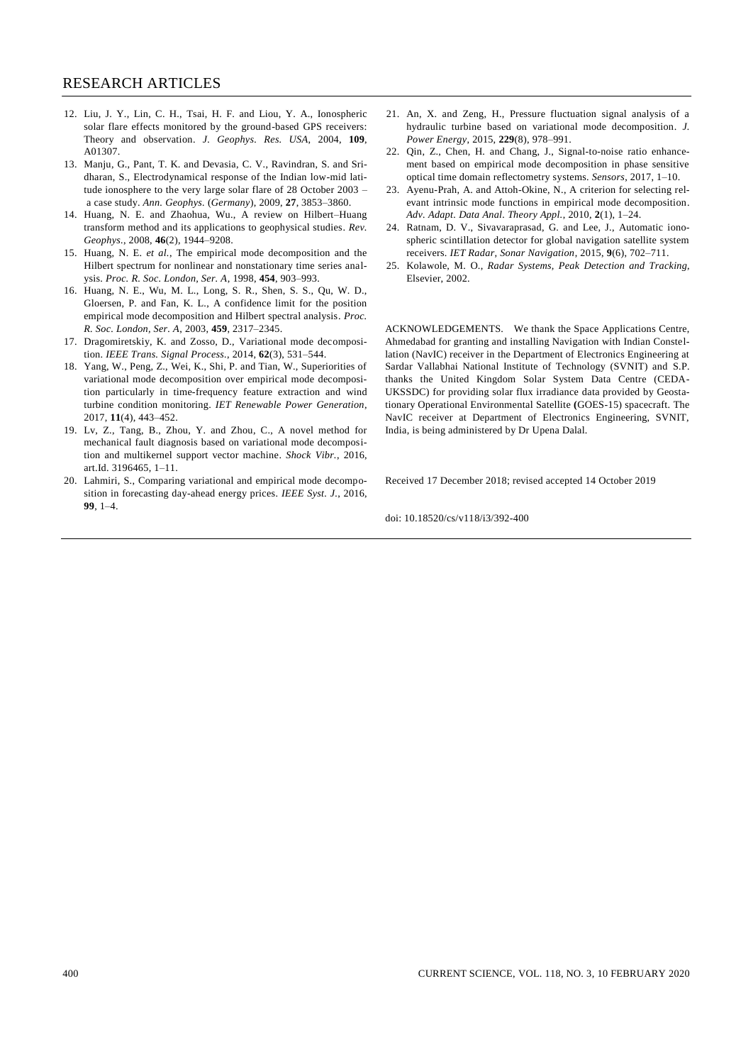12. Liu, J. Y., Lin, C. H., Tsai, H. F. and Liou, Y. A., Ionospheric solar flare effects monitored by the ground-based GPS receivers: Theory and observation. *J. Geophys. Res. USA*, 2004, **109**, A01307.
13. Manju, G., Pant, T. K. and Devasia, C. V., Ravindran, S. and Sridharan, S., Electrodynamical response of the Indian low-mid latitude ionosphere to the very large solar flare of 28 October 2003 – a case study. *Ann. Geophys.* (*Germany*), 2009, **27**, 3853–3860.
14. Huang, N. E. and Zhaohua, Wu., A review on Hilbert–Huang transform method and its applications to geophysical studies. *Rev. Geophys.*, 2008, **46**(2), 1944–9208.
15. Huang, N. E. *et al.*, The empirical mode decomposition and the Hilbert spectrum for nonlinear and nonstationary time series analysis. *Proc. R. Soc. London, Ser. A*, 1998, **454**, 903–993.
16. Huang, N. E., Wu, M. L., Long, S. R., Shen, S. S., Qu, W. D., Gloersen, P. and Fan, K. L., A confidence limit for the position empirical mode decomposition and Hilbert spectral analysis. *Proc. R. Soc. London, Ser. A*, 2003, **459**, 2317–2345.
17. Dragomiretskiy, K. and Zosso, D., Variational mode decomposition. *IEEE Trans. Signal Process.*, 2014, **62**(3), 531–544.
18. Yang, W., Peng, Z., Wei, K., Shi, P. and Tian, W., Superiorities of variational mode decomposition over empirical mode decomposition particularly in time-frequency feature extraction and wind turbine condition monitoring. *IET Renewable Power Generation*, 2017, **11**(4), 443–452.
19. Lv, Z., Tang, B., Zhou, Y. and Zhou, C., A novel method for mechanical fault diagnosis based on variational mode decomposition and multikernel support vector machine. *Shock Vibr.*, 2016, art.Id. 3196465, 1–11.
20. Lahmiri, S., Comparing variational and empirical mode decomposition in forecasting day-ahead energy prices. *IEEE Syst. J.*, 2016, **99**, 1–4.
21. An, X. and Zeng, H., Pressure fluctuation signal analysis of a hydraulic turbine based on variational mode decomposition. *J. Power Energy*, 2015, **229**(8), 978–991.
22. Qin, Z., Chen, H. and Chang, J., Signal-to-noise ratio enhancement based on empirical mode decomposition in phase sensitive optical time domain reflectometry systems. *Sensors*, 2017, 1–10.
23. Ayenu-Prah, A. and Attoh-Okine, N., A criterion for selecting relevant intrinsic mode functions in empirical mode decomposition. *Adv. Adapt. Data Anal. Theory Appl.*, 2010, **2**(1), 1–24.
24. Ratnam, D. V., Sivavaraprasad, G. and Lee, J., Automatic ionospheric scintillation detector for global navigation satellite system receivers. *IET Radar, Sonar Navigation*, 2015, **9**(6), 702–711.
25. Kolawole, M. O., *Radar Systems, Peak Detection and Tracking*, Elsevier, 2002.

ACKNOWLEDGEMENTS. We thank the Space Applications Centre, Ahmedabad for granting and installing Navigation with Indian Constellation (NavIC) receiver in the Department of Electronics Engineering at Sardar Vallabhai National Institute of Technology (SVNIT) and S.P. thanks the United Kingdom Solar System Data Centre (CEDA-UKSSDC) for providing solar flux irradiance data provided by Geostationary Operational Environmental Satellite (GOES-15) spacecraft. The NavIC receiver at Department of Electronics Engineering, SVNIT, India, is being administered by Dr Upena Dalal.

Received 17 December 2018; revised accepted 14 October 2019

doi: 10.18520/cs/v118/i3/392-400